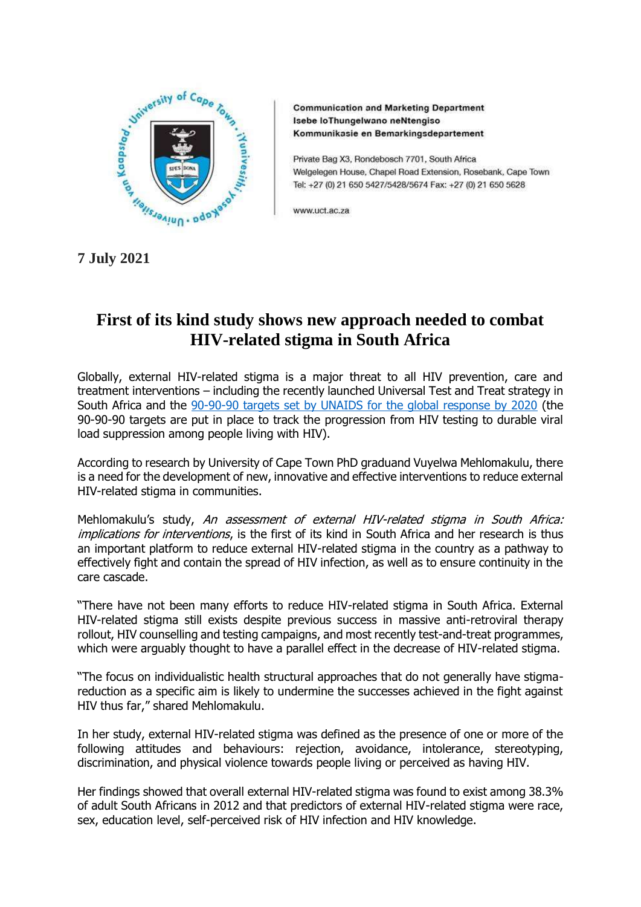Communication and Marketing Department
Isebe loThungelwano neNtengiso
Kommunikasie en Bemarkingsdepartement

Private Bag X3, Rondebosch 7701, South Africa
Welgelegen House, Chapel Road Extension, Rosebank, Cape Town
Tel: +27 (0) 21 650 5427/5428/5674 Fax: +27 (0) 21 650 5628

www.uct.ac.za

**7 July 2021**

# First of its kind study shows new approach needed to combat HIV-related stigma in South Africa

Globally, external HIV-related stigma is a major threat to all HIV prevention, care and treatment interventions – including the recently launched Universal Test and Treat strategy in South Africa and the 90-90-90 targets set by UNAIDS for the global response by 2020 (the 90-90-90 targets are put in place to track the progression from HIV testing to durable viral load suppression among people living with HIV).

According to research by University of Cape Town PhD graduand Vuyelwa Mehlomakulu, there is a need for the development of new, innovative and effective interventions to reduce external HIV-related stigma in communities.

Mehlomakulu's study, *An assessment of external HIV-related stigma in South Africa: implications for interventions*, is the first of its kind in South Africa and her research is thus an important platform to reduce external HIV-related stigma in the country as a pathway to effectively fight and contain the spread of HIV infection, as well as to ensure continuity in the care cascade.

"There have not been many efforts to reduce HIV-related stigma in South Africa. External HIV-related stigma still exists despite previous success in massive anti-retroviral therapy rollout, HIV counselling and testing campaigns, and most recently test-and-treat programmes, which were arguably thought to have a parallel effect in the decrease of HIV-related stigma.

"The focus on individualistic health structural approaches that do not generally have stigma-reduction as a specific aim is likely to undermine the successes achieved in the fight against HIV thus far," shared Mehlomakulu.

In her study, external HIV-related stigma was defined as the presence of one or more of the following attitudes and behaviours: rejection, avoidance, intolerance, stereotyping, discrimination, and physical violence towards people living or perceived as having HIV.

Her findings showed that overall external HIV-related stigma was found to exist among 38.3% of adult South Africans in 2012 and that predictors of external HIV-related stigma were race, sex, education level, self-perceived risk of HIV infection and HIV knowledge.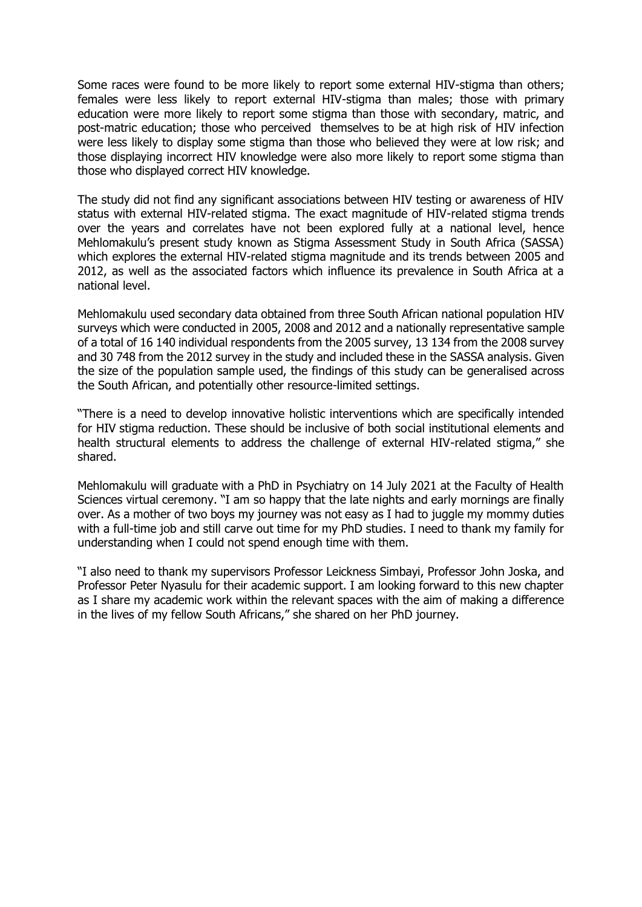Some races were found to be more likely to report some external HIV-stigma than others; females were less likely to report external HIV-stigma than males; those with primary education were more likely to report some stigma than those with secondary, matric, and post-matric education; those who perceived themselves to be at high risk of HIV infection were less likely to display some stigma than those who believed they were at low risk; and those displaying incorrect HIV knowledge were also more likely to report some stigma than those who displayed correct HIV knowledge.

The study did not find any significant associations between HIV testing or awareness of HIV status with external HIV-related stigma. The exact magnitude of HIV-related stigma trends over the years and correlates have not been explored fully at a national level, hence Mehlomakulu's present study known as Stigma Assessment Study in South Africa (SASSA) which explores the external HIV-related stigma magnitude and its trends between 2005 and 2012, as well as the associated factors which influence its prevalence in South Africa at a national level.

Mehlomakulu used secondary data obtained from three South African national population HIV surveys which were conducted in 2005, 2008 and 2012 and a nationally representative sample of a total of 16 140 individual respondents from the 2005 survey, 13 134 from the 2008 survey and 30 748 from the 2012 survey in the study and included these in the SASSA analysis. Given the size of the population sample used, the findings of this study can be generalised across the South African, and potentially other resource-limited settings.

"There is a need to develop innovative holistic interventions which are specifically intended for HIV stigma reduction. These should be inclusive of both social institutional elements and health structural elements to address the challenge of external HIV-related stigma," she shared.

Mehlomakulu will graduate with a PhD in Psychiatry on 14 July 2021 at the Faculty of Health Sciences virtual ceremony. "I am so happy that the late nights and early mornings are finally over. As a mother of two boys my journey was not easy as I had to juggle my mommy duties with a full-time job and still carve out time for my PhD studies. I need to thank my family for understanding when I could not spend enough time with them.

"I also need to thank my supervisors Professor Leickness Simbayi, Professor John Joska, and Professor Peter Nyasulu for their academic support. I am looking forward to this new chapter as I share my academic work within the relevant spaces with the aim of making a difference in the lives of my fellow South Africans," she shared on her PhD journey.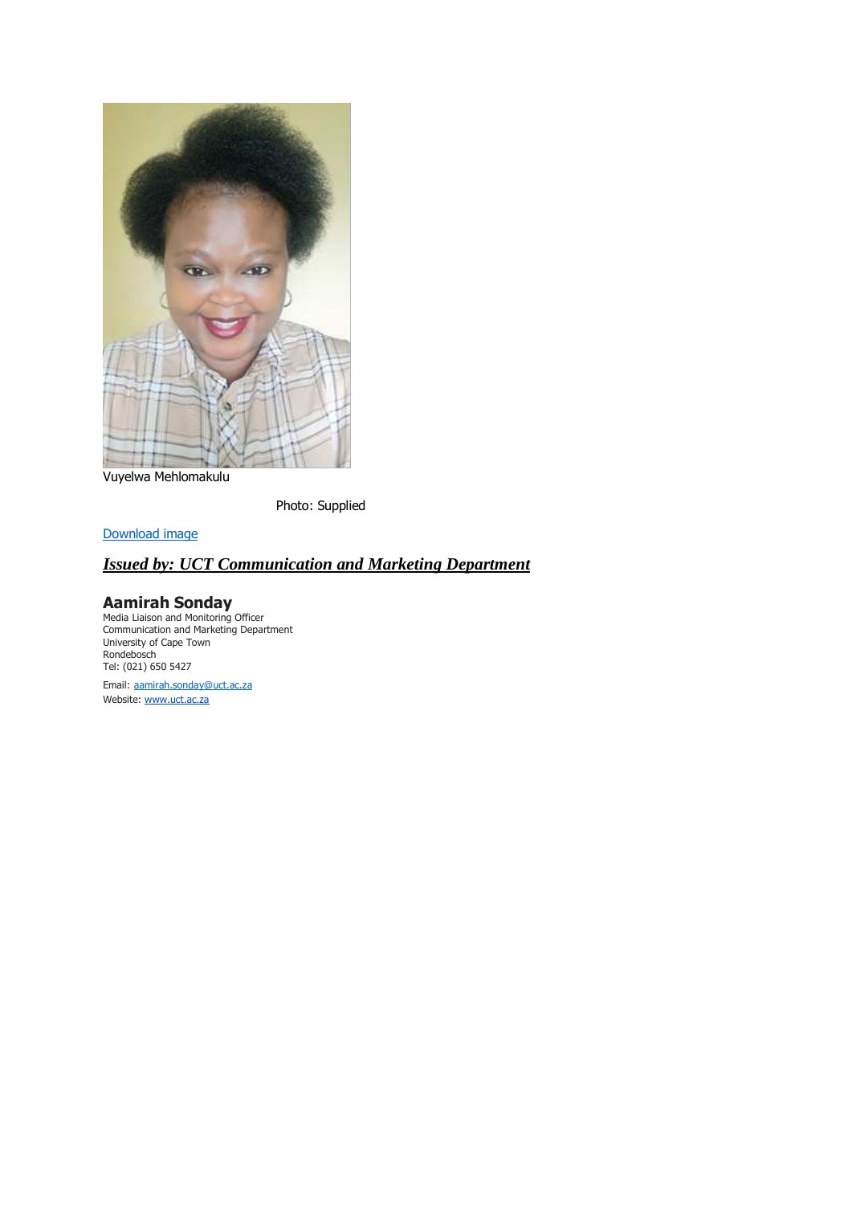Vuyelwa Mehlomakulu

Photo: Supplied

Download image

***Issued by: UCT Communication and Marketing Department***

## Aamirah Sonday

Media Liaison and Monitoring Officer
Communication and Marketing Department
University of Cape Town
Rondebosch
Tel: (021) 650 5427

Email: aamirah.sonday@uct.ac.za
Website: www.uct.ac.za